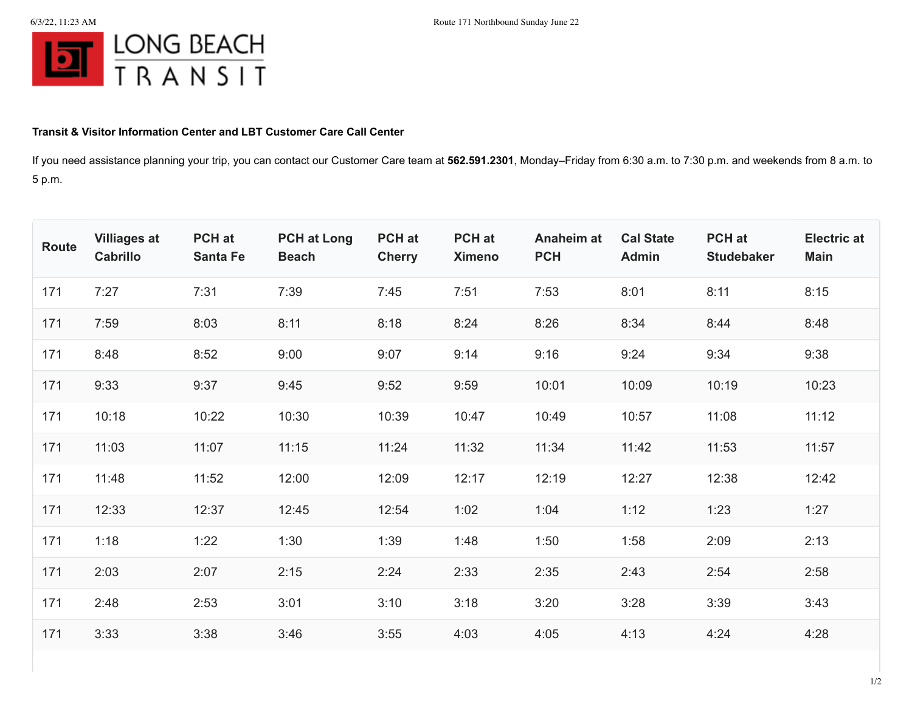LONG BEACH TRANSIT

**Transit & Visitor Information Center and LBT Customer Care Call Center**

If you need assistance planning your trip, you can contact our Customer Care team at **562.591.2301**, Monday–Friday from 6:30 a.m. to 7:30 p.m. and weekends from 8 a.m. to 5 p.m.

| Route | Villiages at Cabrillo | PCH at Santa Fe | PCH at Long Beach | PCH at Cherry | PCH at Ximeno | Anaheim at PCH | Cal State Admin | PCH at Studebaker | Electric at Main |
|---|---|---|---|---|---|---|---|---|---|
| 171 | 7:27 | 7:31 | 7:39 | 7:45 | 7:51 | 7:53 | 8:01 | 8:11 | 8:15 |
| 171 | 7:59 | 8:03 | 8:11 | 8:18 | 8:24 | 8:26 | 8:34 | 8:44 | 8:48 |
| 171 | 8:48 | 8:52 | 9:00 | 9:07 | 9:14 | 9:16 | 9:24 | 9:34 | 9:38 |
| 171 | 9:33 | 9:37 | 9:45 | 9:52 | 9:59 | 10:01 | 10:09 | 10:19 | 10:23 |
| 171 | 10:18 | 10:22 | 10:30 | 10:39 | 10:47 | 10:49 | 10:57 | 11:08 | 11:12 |
| 171 | 11:03 | 11:07 | 11:15 | 11:24 | 11:32 | 11:34 | 11:42 | 11:53 | 11:57 |
| 171 | 11:48 | 11:52 | 12:00 | 12:09 | 12:17 | 12:19 | 12:27 | 12:38 | 12:42 |
| 171 | 12:33 | 12:37 | 12:45 | 12:54 | 1:02 | 1:04 | 1:12 | 1:23 | 1:27 |
| 171 | 1:18 | 1:22 | 1:30 | 1:39 | 1:48 | 1:50 | 1:58 | 2:09 | 2:13 |
| 171 | 2:03 | 2:07 | 2:15 | 2:24 | 2:33 | 2:35 | 2:43 | 2:54 | 2:58 |
| 171 | 2:48 | 2:53 | 3:01 | 3:10 | 3:18 | 3:20 | 3:28 | 3:39 | 3:43 |
| 171 | 3:33 | 3:38 | 3:46 | 3:55 | 4:03 | 4:05 | 4:13 | 4:24 | 4:28 |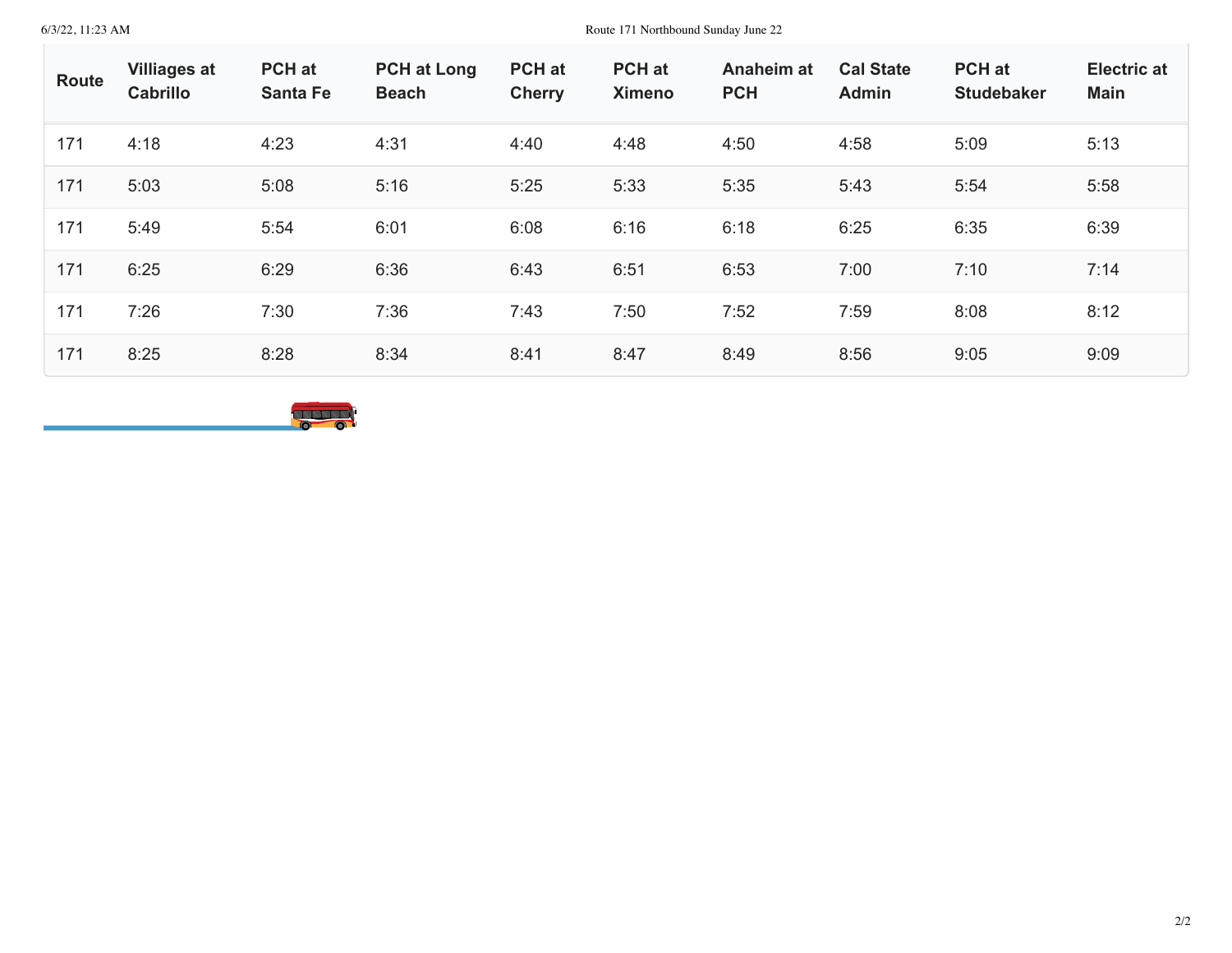| Route | Villiages at Cabrillo | PCH at Santa Fe | PCH at Long Beach | PCH at Cherry | PCH at Ximeno | Anaheim at PCH | Cal State Admin | PCH at Studebaker | Electric at Main |
|---|---|---|---|---|---|---|---|---|---|
| 171 | 4:18 | 4:23 | 4:31 | 4:40 | 4:48 | 4:50 | 4:58 | 5:09 | 5:13 |
| 171 | 5:03 | 5:08 | 5:16 | 5:25 | 5:33 | 5:35 | 5:43 | 5:54 | 5:58 |
| 171 | 5:49 | 5:54 | 6:01 | 6:08 | 6:16 | 6:18 | 6:25 | 6:35 | 6:39 |
| 171 | 6:25 | 6:29 | 6:36 | 6:43 | 6:51 | 6:53 | 7:00 | 7:10 | 7:14 |
| 171 | 7:26 | 7:30 | 7:36 | 7:43 | 7:50 | 7:52 | 7:59 | 8:08 | 8:12 |
| 171 | 8:25 | 8:28 | 8:34 | 8:41 | 8:47 | 8:49 | 8:56 | 9:05 | 9:09 |